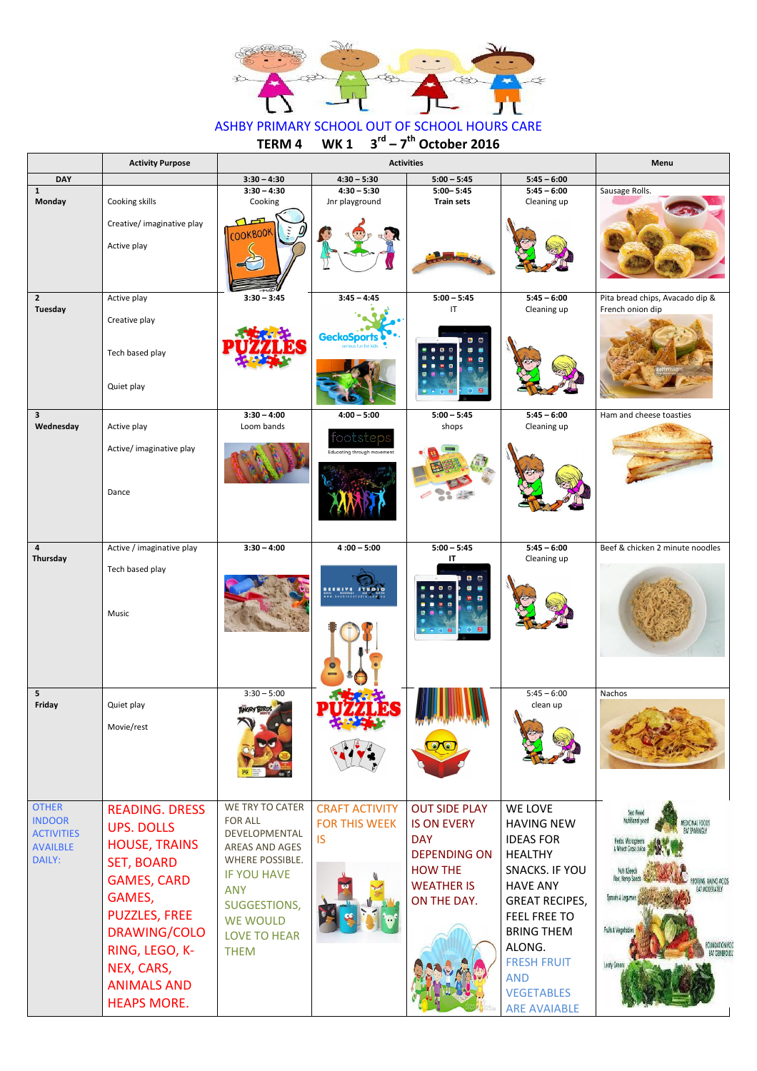# ASHBY PRIMARY SCHOOL OUT OF SCHOOL HOURS CARE

## TERM 4 WK 1 3rd – 7th October 2016

| DAY | Activity Purpose | Activities | | | | Menu |
|---|---|---|---|---|---|---|
| | | 3:30 – 4:30 | 4:30 – 5:30 | 5:00 – 5:45 | 5:45 – 6:00 | |
| 1 Monday | Cooking skills<br>Creative/ imaginative play<br>Active play | 3:30 – 4:30<br>Cooking | 4:30 – 5:30<br>Jnr playground | 5:00– 5:45<br>**Train sets** | 5:45 – 6:00<br>Cleaning up | Sausage Rolls. |
| 2 Tuesday | Active play<br>Creative play<br>Tech based play<br>Quiet play | 3:30 – 3:45 | 3:45 – 4:45 | 5:00 – 5:45<br>IT | 5:45 – 6:00<br>Cleaning up | Pita bread chips, Avacado dip & French onion dip |
| 3 Wednesday | Active play<br>Active/ imaginative play<br>Dance | 3:30 – 4:00<br>Loom bands | 4:00 – 5:00 | 5:00 – 5:45<br>shops | 5:45 – 6:00<br>Cleaning up | Ham and cheese toasties |
| 4 Thursday | Active / imaginative play<br>Tech based play<br>Music | 3:30 – 4:00 | 4 :00 – 5:00 | 5:00 – 5:45<br>**IT** | 5:45 – 6:00<br>Cleaning up | Beef & chicken 2 minute noodles |
| 5 Friday | Quiet play<br>Movie/rest | 3:30 – 5:00 | | | 5:45 – 6:00<br>clean up | Nachos |
| OTHER INDOOR ACTIVITIES AVAILBLE DAILY: | READING. DRESS UPS. DOLLS HOUSE, TRAINS SET, BOARD GAMES, CARD GAMES, PUZZLES, FREE DRAWING/COLORING, LEGO, K-NEX, CARS, ANIMALS AND HEAPS MORE. | WE TRY TO CATER FOR ALL DEVELOPMENTAL AREAS AND AGES WHERE POSSIBLE. IF YOU HAVE ANY SUGGESTIONS, WE WOULD LOVE TO HEAR THEM | CRAFT ACTIVITY FOR THIS WEEK IS | OUT SIDE PLAY IS ON EVERY DAY DEPENDING ON HOW THE WEATHER IS ON THE DAY. | WE LOVE HAVING NEW IDEAS FOR HEALTHY SNACKS. IF YOU HAVE ANY GREAT RECIPES, FEEL FREE TO BRING THEM ALONG. FRESH FRUIT AND VEGETABLES ARE AVAIABLE | |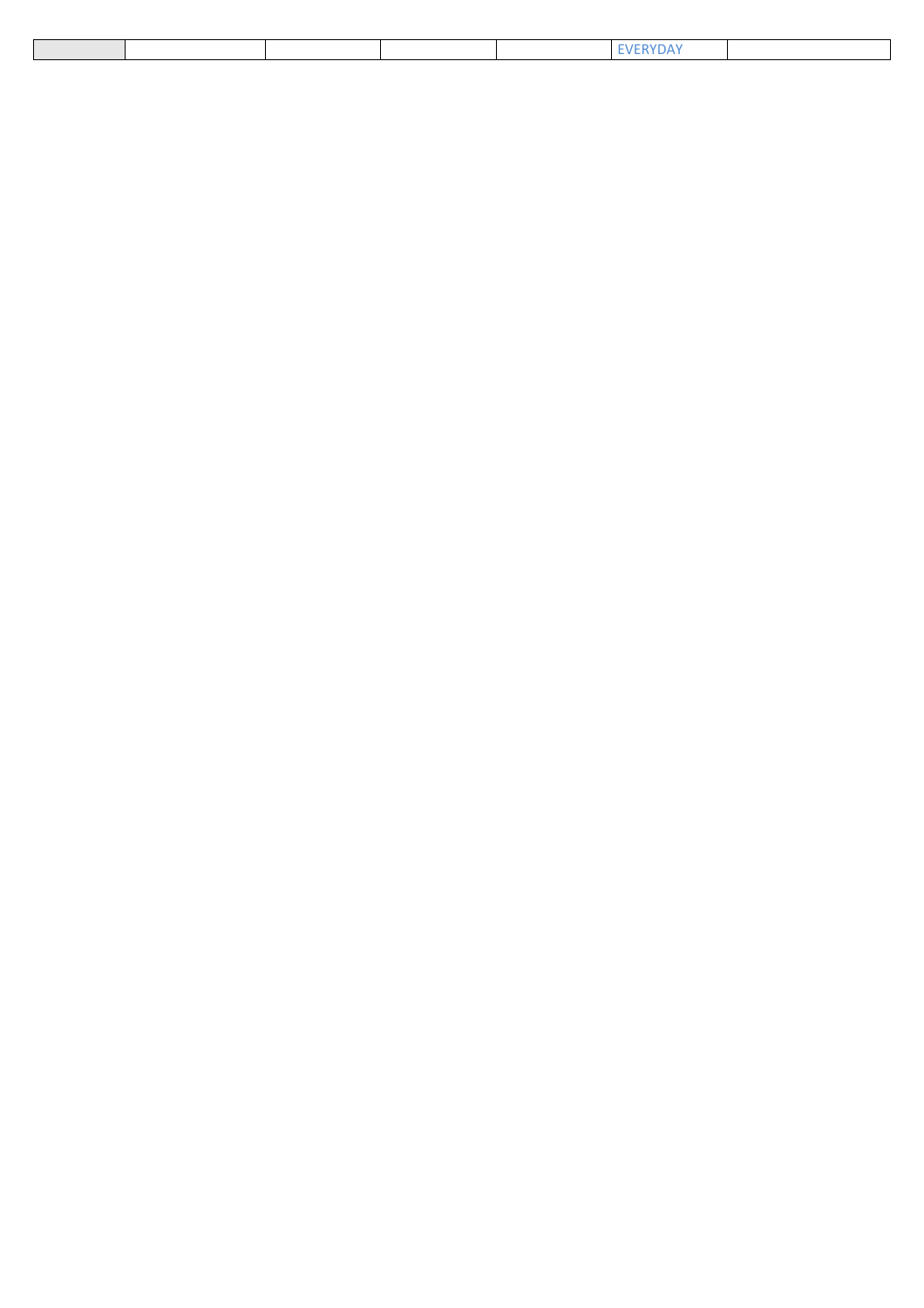| | | | | | | |
|---|---|---|---|---|---|---|
| | | | | | EVERYDAY | |